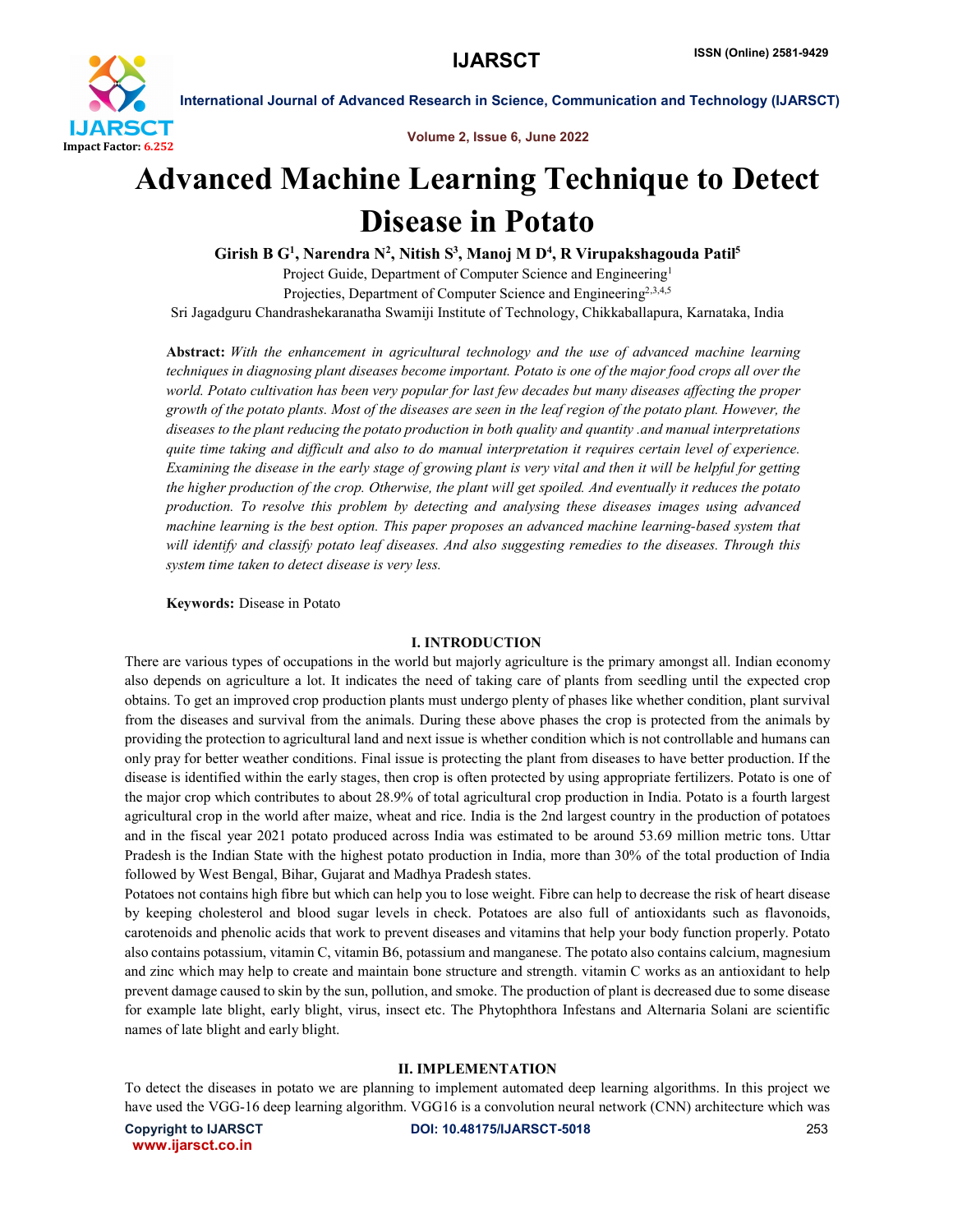# Advanced Machine Learning Technique to Detect Disease in Potato

**Girish B G[1], Narendra N[2], Nitish S[3], Manoj M D[4], R Virupakshagouda Patil[5]**

Project Guide, Department of Computer Science and Engineering[1]

Projecties, Department of Computer Science and Engineering[2,3,4,5]

Sri Jagadguru Chandrashekaranatha Swamiji Institute of Technology, Chikkaballapura, Karnataka, India

**Abstract:** *With the enhancement in agricultural technology and the use of advanced machine learning techniques in diagnosing plant diseases become important. Potato is one of the major food crops all over the world. Potato cultivation has been very popular for last few decades but many diseases affecting the proper growth of the potato plants. Most of the diseases are seen in the leaf region of the potato plant. However, the diseases to the plant reducing the potato production in both quality and quantity .and manual interpretations quite time taking and difficult and also to do manual interpretation it requires certain level of experience. Examining the disease in the early stage of growing plant is very vital and then it will be helpful for getting the higher production of the crop. Otherwise, the plant will get spoiled. And eventually it reduces the potato production. To resolve this problem by detecting and analysing these diseases images using advanced machine learning is the best option. This paper proposes an advanced machine learning-based system that will identify and classify potato leaf diseases. And also suggesting remedies to the diseases. Through this system time taken to detect disease is very less.*

**Keywords:** Disease in Potato

## I. INTRODUCTION

There are various types of occupations in the world but majorly agriculture is the primary amongst all. Indian economy also depends on agriculture a lot. It indicates the need of taking care of plants from seedling until the expected crop obtains. To get an improved crop production plants must undergo plenty of phases like whether condition, plant survival from the diseases and survival from the animals. During these above phases the crop is protected from the animals by providing the protection to agricultural land and next issue is whether condition which is not controllable and humans can only pray for better weather conditions. Final issue is protecting the plant from diseases to have better production. If the disease is identified within the early stages, then crop is often protected by using appropriate fertilizers. Potato is one of the major crop which contributes to about 28.9% of total agricultural crop production in India. Potato is a fourth largest agricultural crop in the world after maize, wheat and rice. India is the 2nd largest country in the production of potatoes and in the fiscal year 2021 potato produced across India was estimated to be around 53.69 million metric tons. Uttar Pradesh is the Indian State with the highest potato production in India, more than 30% of the total production of India followed by West Bengal, Bihar, Gujarat and Madhya Pradesh states.

Potatoes not contains high fibre but which can help you to lose weight. Fibre can help to decrease the risk of heart disease by keeping cholesterol and blood sugar levels in check. Potatoes are also full of antioxidants such as flavonoids, carotenoids and phenolic acids that work to prevent diseases and vitamins that help your body function properly. Potato also contains potassium, vitamin C, vitamin B6, potassium and manganese. The potato also contains calcium, magnesium and zinc which may help to create and maintain bone structure and strength. vitamin C works as an antioxidant to help prevent damage caused to skin by the sun, pollution, and smoke. The production of plant is decreased due to some disease for example late blight, early blight, virus, insect etc. The Phytophthora Infestans and Alternaria Solani are scientific names of late blight and early blight.

## II. IMPLEMENTATION

To detect the diseases in potato we are planning to implement automated deep learning algorithms. In this project we have used the VGG-16 deep learning algorithm. VGG16 is a convolution neural network (CNN) architecture which was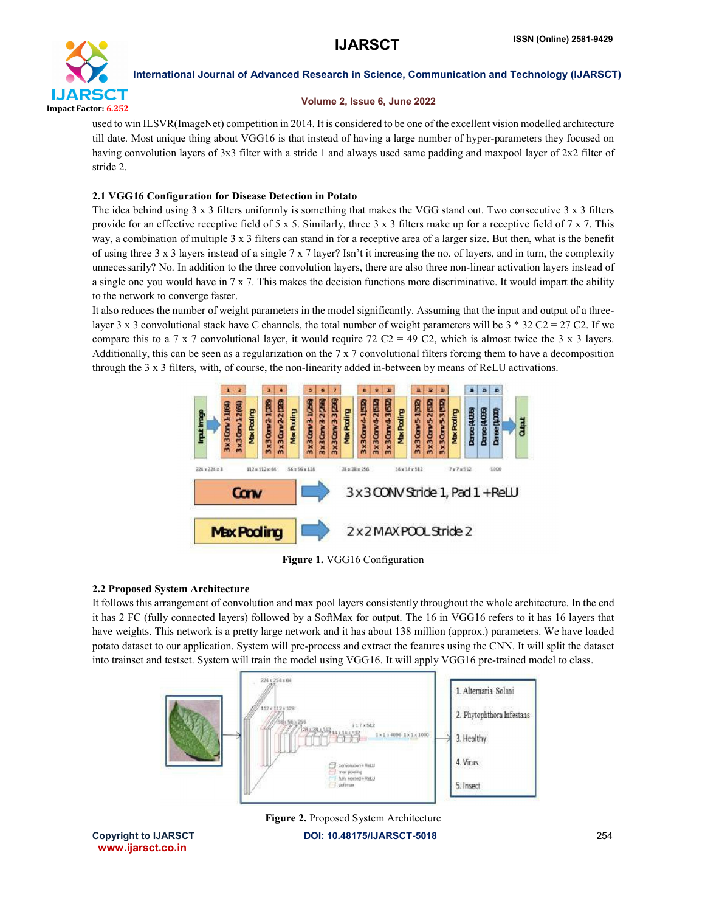used to win ILSVR(ImageNet) competition in 2014. It is considered to be one of the excellent vision modelled architecture till date. Most unique thing about VGG16 is that instead of having a large number of hyper-parameters they focused on having convolution layers of 3x3 filter with a stride 1 and always used same padding and maxpool layer of 2x2 filter of stride 2.

### 2.1 VGG16 Configuration for Disease Detection in Potato

The idea behind using 3 x 3 filters uniformly is something that makes the VGG stand out. Two consecutive 3 x 3 filters provide for an effective receptive field of 5 x 5. Similarly, three 3 x 3 filters make up for a receptive field of 7 x 7. This way, a combination of multiple 3 x 3 filters can stand in for a receptive area of a larger size. But then, what is the benefit of using three 3 x 3 layers instead of a single 7 x 7 layer? Isn't it increasing the no. of layers, and in turn, the complexity unnecessarily? No. In addition to the three convolution layers, there are also three non-linear activation layers instead of a single one you would have in 7 x 7. This makes the decision functions more discriminative. It would impart the ability to the network to converge faster.

It also reduces the number of weight parameters in the model significantly. Assuming that the input and output of a three-layer 3 x 3 convolutional stack have C channels, the total number of weight parameters will be 3 * 32 C2 = 27 C2. If we compare this to a 7 x 7 convolutional layer, it would require 72 C2 = 49 C2, which is almost twice the 3 x 3 layers. Additionally, this can be seen as a regularization on the 7 x 7 convolutional filters forcing them to have a decomposition through the 3 x 3 filters, with, of course, the non-linearity added in-between by means of ReLU activations.

**Figure 1.** VGG16 Configuration

### 2.2 Proposed System Architecture

It follows this arrangement of convolution and max pool layers consistently throughout the whole architecture. In the end it has 2 FC (fully connected layers) followed by a SoftMax for output. The 16 in VGG16 refers to it has 16 layers that have weights. This network is a pretty large network and it has about 138 million (approx.) parameters. We have loaded potato dataset to our application. System will pre-process and extract the features using the CNN. It will split the dataset into trainset and testset. System will train the model using VGG16. It will apply VGG16 pre-trained model to class.

**Figure 2.** Proposed System Architecture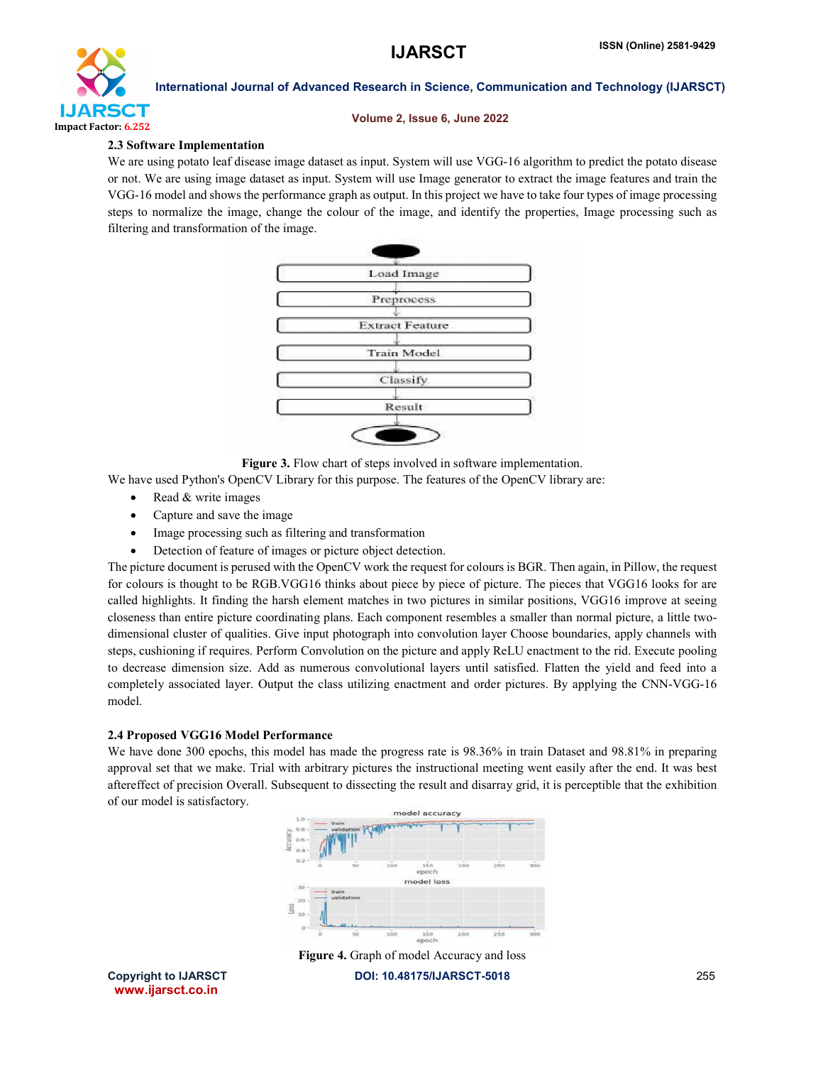### 2.3 Software Implementation

We are using potato leaf disease image dataset as input. System will use VGG-16 algorithm to predict the potato disease or not. We are using image dataset as input. System will use Image generator to extract the image features and train the VGG-16 model and shows the performance graph as output. In this project we have to take four types of image processing steps to normalize the image, change the colour of the image, and identify the properties, Image processing such as filtering and transformation of the image.

**Figure 3.** Flow chart of steps involved in software implementation.

We have used Python's OpenCV Library for this purpose. The features of the OpenCV library are:

- Read & write images
- Capture and save the image
- Image processing such as filtering and transformation
- Detection of feature of images or picture object detection.

The picture document is perused with the OpenCV work the request for colours is BGR. Then again, in Pillow, the request for colours is thought to be RGB.VGG16 thinks about piece by piece of picture. The pieces that VGG16 looks for are called highlights. It finding the harsh element matches in two pictures in similar positions, VGG16 improve at seeing closeness than entire picture coordinating plans. Each component resembles a smaller than normal picture, a little two-dimensional cluster of qualities. Give input photograph into convolution layer Choose boundaries, apply channels with steps, cushioning if requires. Perform Convolution on the picture and apply ReLU enactment to the rid. Execute pooling to decrease dimension size. Add as numerous convolutional layers until satisfied. Flatten the yield and feed into a completely associated layer. Output the class utilizing enactment and order pictures. By applying the CNN-VGG-16 model.

### 2.4 Proposed VGG16 Model Performance

We have done 300 epochs, this model has made the progress rate is 98.36% in train Dataset and 98.81% in preparing approval set that we make. Trial with arbitrary pictures the instructional meeting went easily after the end. It was best aftereffect of precision Overall. Subsequent to dissecting the result and disarray grid, it is perceptible that the exhibition of our model is satisfactory.

**Figure 4.** Graph of model Accuracy and loss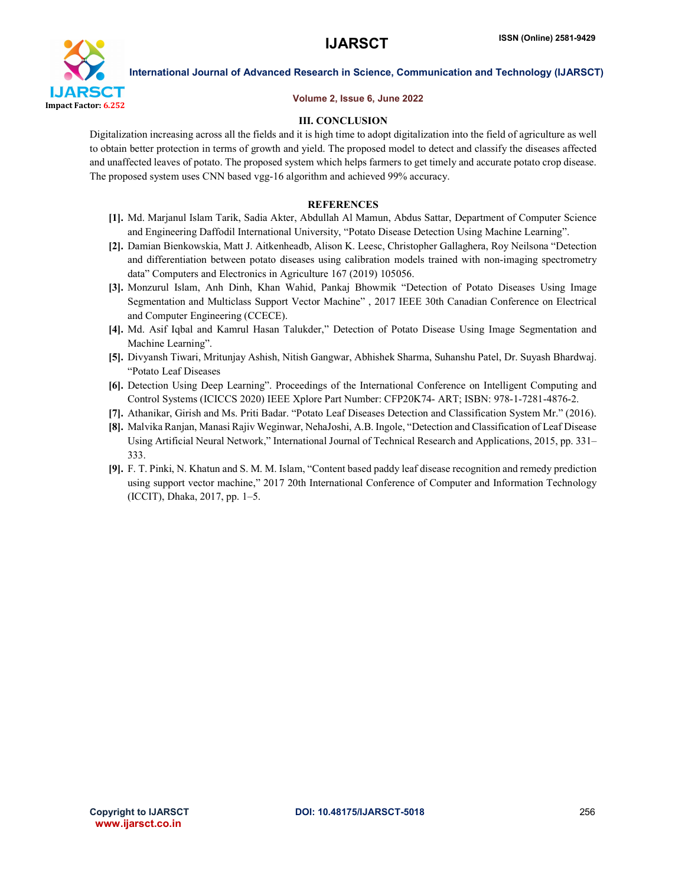## III. CONCLUSION

Digitalization increasing across all the fields and it is high time to adopt digitalization into the field of agriculture as well to obtain better protection in terms of growth and yield. The proposed model to detect and classify the diseases affected and unaffected leaves of potato. The proposed system which helps farmers to get timely and accurate potato crop disease. The proposed system uses CNN based vgg-16 algorithm and achieved 99% accuracy.

## REFERENCES

**[1].** Md. Marjanul Islam Tarik, Sadia Akter, Abdullah Al Mamun, Abdus Sattar, Department of Computer Science and Engineering Daffodil International University, "Potato Disease Detection Using Machine Learning".

**[2].** Damian Bienkowskia, Matt J. Aitkenheadb, Alison K. Leesc, Christopher Gallaghera, Roy Neilsona "Detection and differentiation between potato diseases using calibration models trained with non-imaging spectrometry data" Computers and Electronics in Agriculture 167 (2019) 105056.

**[3].** Monzurul Islam, Anh Dinh, Khan Wahid, Pankaj Bhowmik "Detection of Potato Diseases Using Image Segmentation and Multiclass Support Vector Machine" , 2017 IEEE 30th Canadian Conference on Electrical and Computer Engineering (CCECE).

**[4].** Md. Asif Iqbal and Kamrul Hasan Talukder," Detection of Potato Disease Using Image Segmentation and Machine Learning".

**[5].** Divyansh Tiwari, Mritunjay Ashish, Nitish Gangwar, Abhishek Sharma, Suhanshu Patel, Dr. Suyash Bhardwaj. "Potato Leaf Diseases

**[6].** Detection Using Deep Learning". Proceedings of the International Conference on Intelligent Computing and Control Systems (ICICCS 2020) IEEE Xplore Part Number: CFP20K74- ART; ISBN: 978-1-7281-4876-2.

**[7].** Athanikar, Girish and Ms. Priti Badar. "Potato Leaf Diseases Detection and Classification System Mr." (2016).

**[8].** Malvika Ranjan, Manasi Rajiv Weginwar, NehaJoshi, A.B. Ingole, "Detection and Classification of Leaf Disease Using Artificial Neural Network," International Journal of Technical Research and Applications, 2015, pp. 331–333.

**[9].** F. T. Pinki, N. Khatun and S. M. M. Islam, "Content based paddy leaf disease recognition and remedy prediction using support vector machine," 2017 20th International Conference of Computer and Information Technology (ICCIT), Dhaka, 2017, pp. 1–5.